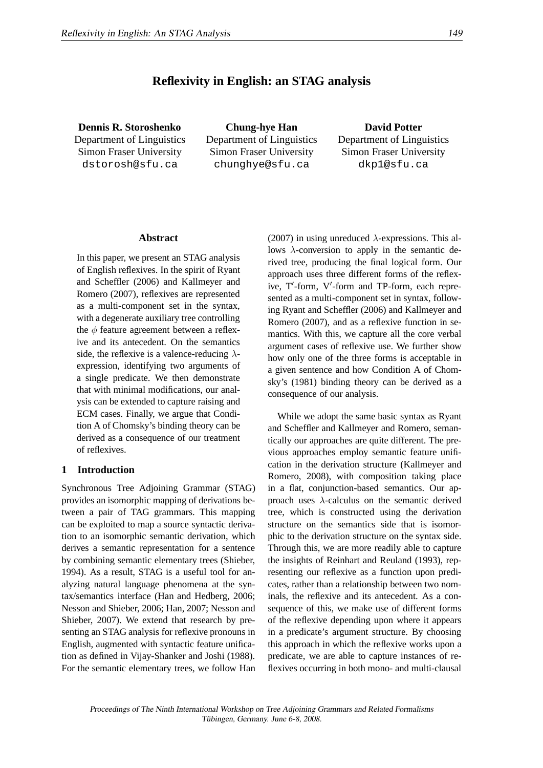# Reflexivity in English: an STAG analysis

**Dennis R. Storoshenko**
Department of Linguistics
Simon Fraser University
dstorosh@sfu.ca

**Chung-hye Han**
Department of Linguistics
Simon Fraser University
chunghye@sfu.ca

**David Potter**
Department of Linguistics
Simon Fraser University
dkp1@sfu.ca

## Abstract

In this paper, we present an STAG analysis of English reflexives. In the spirit of Ryant and Scheffler (2006) and Kallmeyer and Romero (2007), reflexives are represented as a multi-component set in the syntax, with a degenerate auxiliary tree controlling the $\phi$ feature agreement between a reflexive and its antecedent. On the semantics side, the reflexive is a valence-reducing $\lambda$-expression, identifying two arguments of a single predicate. We then demonstrate that with minimal modifications, our analysis can be extended to capture raising and ECM cases. Finally, we argue that Condition A of Chomsky's binding theory can be derived as a consequence of our treatment of reflexives.

## 1 Introduction

Synchronous Tree Adjoining Grammar (STAG) provides an isomorphic mapping of derivations between a pair of TAG grammars. This mapping can be exploited to map a source syntactic derivation to an isomorphic semantic derivation, which derives a semantic representation for a sentence by combining semantic elementary trees (Shieber, 1994). As a result, STAG is a useful tool for analyzing natural language phenomena at the syntax/semantics interface (Han and Hedberg, 2006; Nesson and Shieber, 2006; Han, 2007; Nesson and Shieber, 2007). We extend that research by presenting an STAG analysis for reflexive pronouns in English, augmented with syntactic feature unification as defined in Vijay-Shanker and Joshi (1988). For the semantic elementary trees, we follow Han (2007) in using unreduced $\lambda$-expressions. This allows $\lambda$-conversion to apply in the semantic derived tree, producing the final logical form. Our approach uses three different forms of the reflexive, T′-form, V′-form and TP-form, each represented as a multi-component set in syntax, following Ryant and Scheffler (2006) and Kallmeyer and Romero (2007), and as a reflexive function in semantics. With this, we capture all the core verbal argument cases of reflexive use. We further show how only one of the three forms is acceptable in a given sentence and how Condition A of Chomsky's (1981) binding theory can be derived as a consequence of our analysis.

While we adopt the same basic syntax as Ryant and Scheffler and Kallmeyer and Romero, semantically our approaches are quite different. The previous approaches employ semantic feature unification in the derivation structure (Kallmeyer and Romero, 2008), with composition taking place in a flat, conjunction-based semantics. Our approach uses $\lambda$-calculus on the semantic derived tree, which is constructed using the derivation structure on the semantics side that is isomorphic to the derivation structure on the syntax side. Through this, we are more readily able to capture the insights of Reinhart and Reuland (1993), representing our reflexive as a function upon predicates, rather than a relationship between two nominals, the reflexive and its antecedent. As a consequence of this, we make use of different forms of the reflexive depending upon where it appears in a predicate's argument structure. By choosing this approach in which the reflexive works upon a predicate, we are able to capture instances of reflexives occurring in both mono- and multi-clausal

Proceedings of The Ninth International Workshop on Tree Adjoining Grammars and Related Formalisms
Tübingen, Germany. June 6-8, 2008.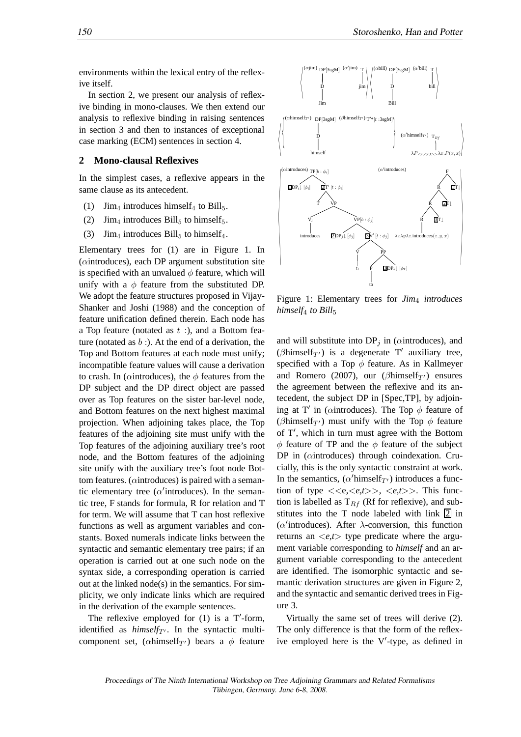environments within the lexical entry of the reflexive itself.

In section 2, we present our analysis of reflexive binding in mono-clauses. We then extend our analysis to reflexive binding in raising sentences in section 3 and then to instances of exceptional case marking (ECM) sentences in section 4.

## 2 Mono-clausal Reflexives

In the simplest cases, a reflexive appears in the same clause as its antecedent.

(1) $\text{Jim}_4$ introduces $\text{himself}_4$ to $\text{Bill}_5$.

(2) $\text{Jim}_4$ introduces $\text{Bill}_5$ to $\text{himself}_5$.

(3) $\text{Jim}_4$ introduces $\text{Bill}_5$ to $\text{himself}_4$.

Elementary trees for (1) are in Figure 1. In ($\alpha$introduces), each DP argument substitution site is specified with an unvalued $\phi$ feature, which will unify with a $\phi$ feature from the substituted DP. We adopt the feature structures proposed in Vijay-Shanker and Joshi (1988) and the conception of feature unification defined therein. Each node has a Top feature (notated as $t$ :), and a Bottom feature (notated as $b$ :). At the end of a derivation, the Top and Bottom features at each node must unify; incompatible feature values will cause a derivation to crash. In ($\alpha$introduces), the $\phi$ features from the DP subject and the DP direct object are passed over as Top features on the sister bar-level node, and Bottom features on the next highest maximal projection. When adjoining takes place, the Top features of the adjoining site must unify with the Top features of the adjoining auxiliary tree's root node, and the Bottom features of the adjoining site unify with the auxiliary tree's foot node Bottom features. ($\alpha$introduces) is paired with a semantic elementary tree ($\alpha'$introduces). In the semantic tree, F stands for formula, R for relation and T for term. We will assume that T can host reflexive functions as well as argument variables and constants. Boxed numerals indicate links between the syntactic and semantic elementary tree pairs; if an operation is carried out at one such node on the syntax side, a corresponding operation is carried out at the linked node(s) in the semantics. For simplicity, we only indicate links which are required in the derivation of the example sentences.

The reflexive employed for (1) is a T′-form, identified as *himself*$_{T'}$. In the syntactic multi-component set, ($\alpha$himself$_{T'}$) bears a $\phi$ feature and will substitute into $\text{DP}_j$ in ($\alpha$introduces), and ($\beta$himself$_{T'}$) is a degenerate T′ auxiliary tree, specified with a Top $\phi$ feature. As in Kallmeyer and Romero (2007), our ($\beta$himself$_{T'}$) ensures the agreement between the reflexive and its antecedent, the subject DP in [Spec,TP], by adjoining at T′ in ($\alpha$introduces). The Top $\phi$ feature of ($\beta$himself$_{T'}$) must unify with the Top $\phi$ feature of T′, which in turn must agree with the Bottom $\phi$ feature of TP and the $\phi$ feature of the subject DP in ($\alpha$introduces) through coindexation. Crucially, this is the only syntactic constraint at work. In the semantics, ($\alpha'$himself$_{T'}$) introduces a function of type <<e,<e,t>>, <e,t>>. This function is labelled as $\text{T}_{Rf}$ (Rf for reflexive), and substitutes into the T node labeled with link 2 in ($\alpha'$introduces). After $\lambda$-conversion, this function returns an <e,t> type predicate where the argument variable corresponding to *himself* and an argument variable corresponding to the antecedent are identified. The isomorphic syntactic and semantic derivation structures are given in Figure 2, and the syntactic and semantic derived trees in Figure 3.

Figure 1: Elementary trees for *$\text{Jim}_4$ introduces himself$_4$ to Bill$_5$*

Virtually the same set of trees will derive (2). The only difference is that the form of the reflexive employed here is the V′-type, as defined in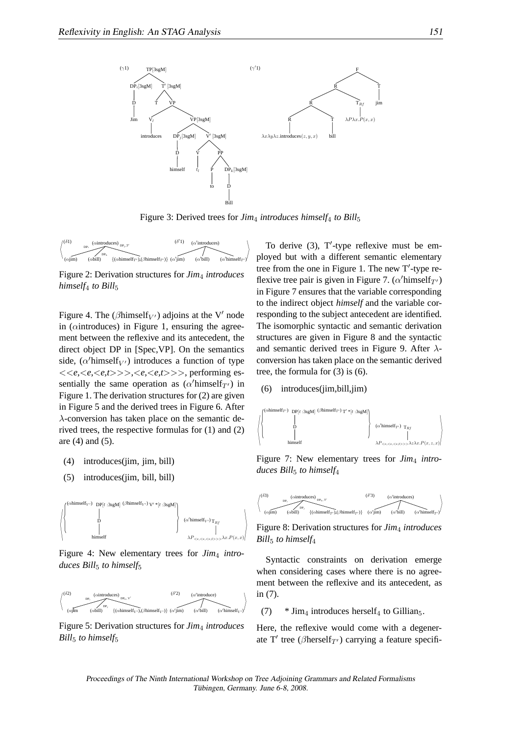Figure 3: Derived trees for *Jim*$_4$ *introduces himself*$_4$ *to Bill*$_5$

Figure 2: Derivation structures for *Jim*$_4$ *introduces himself*$_4$ *to Bill*$_5$

Figure 4. The ($\beta$himself$_{V'}$) adjoins at the V′ node in ($\alpha$introduces) in Figure 1, ensuring the agreement between the reflexive and its antecedent, the direct object DP in [Spec,VP]. On the semantics side, ($\alpha'$himself$_{V'}$) introduces a function of type <<*e*,<*e*,<*e*,*t*>>>,<*e*,<*e*,*t*>>>, performing essentially the same operation as ($\alpha'$himself$_{T'}$) in Figure 1. The derivation structures for (2) are given in Figure 5 and the derived trees in Figure 6. After $\lambda$-conversion has taken place on the semantic derived trees, the respective formulas for (1) and (2) are (4) and (5).

(4) introduces(jim, jim, bill)

(5) introduces(jim, bill, bill)

Figure 4: New elementary trees for *Jim*$_4$ *introduces Bill*$_5$ *to himself*$_5$

Figure 5: Derivation structures for *Jim*$_4$ *introduces Bill*$_5$ *to himself*$_5$

To derive (3), T′-type reflexive must be employed but with a different semantic elementary tree from the one in Figure 1. The new T′-type reflexive tree pair is given in Figure 7. ($\alpha'$himself$_{T'}$) in Figure 7 ensures that the variable corresponding to the indirect object *himself* and the variable corresponding to the subject antecedent are identified. The isomorphic syntactic and semantic derivation structures are given in Figure 8 and the syntactic and semantic derived trees in Figure 9. After $\lambda$-conversion has taken place on the semantic derived tree, the formula for (3) is (6).

(6) introduces(jim,bill,jim)

Figure 7: New elementary trees for *Jim*$_4$ *introduces Bill*$_5$ *to himself*$_4$

Figure 8: Derivation structures for *Jim*$_4$ *introduces Bill*$_5$ *to himself*$_4$

Syntactic constraints on derivation emerge when considering cases where there is no agreement between the reflexive and its antecedent, as in (7).

(7) * Jim$_4$ introduces herself$_4$ to Gillian$_5$.

Here, the reflexive would come with a degenerate T′ tree ($\beta$herself$_{T'}$) carrying a feature specifi-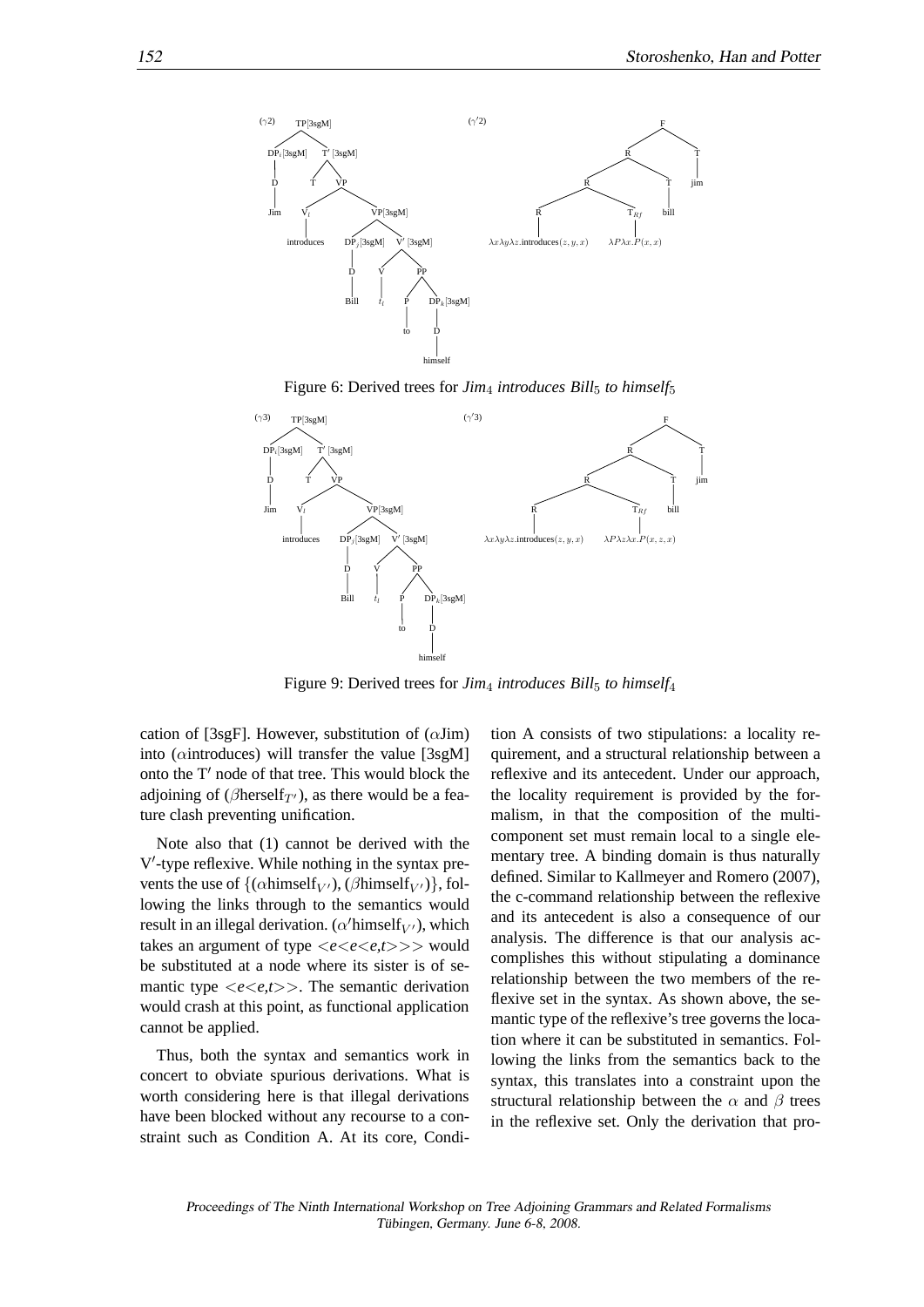Figure 6: Derived trees for *Jim*$_4$ *introduces Bill*$_5$ *to himself*$_5$

Figure 9: Derived trees for *Jim*$_4$ *introduces Bill*$_5$ *to himself*$_4$

cation of [3sgF]. However, substitution of ($\alpha$Jim) into ($\alpha$introduces) will transfer the value [3sgM] onto the T′ node of that tree. This would block the adjoining of ($\beta$herself$_{T'}$), as there would be a feature clash preventing unification.

Note also that (1) cannot be derived with the V′-type reflexive. While nothing in the syntax prevents the use of {($\alpha$himself$_{V'}$), ($\beta$himself$_{V'}$)}, following the links through to the semantics would result in an illegal derivation. ($\alpha'$himself$_{V'}$), which takes an argument of type $<e<e<e,t>>>$ would be substituted at a node where its sister is of semantic type $<e<e,t>>$. The semantic derivation would crash at this point, as functional application cannot be applied.

Thus, both the syntax and semantics work in concert to obviate spurious derivations. What is worth considering here is that illegal derivations have been blocked without any recourse to a constraint such as Condition A. At its core, Condition A consists of two stipulations: a locality requirement, and a structural relationship between a reflexive and its antecedent. Under our approach, the locality requirement is provided by the formalism, in that the composition of the multicomponent set must remain local to a single elementary tree. A binding domain is thus naturally defined. Similar to Kallmeyer and Romero (2007), the c-command relationship between the reflexive and its antecedent is also a consequence of our analysis. The difference is that our analysis accomplishes this without stipulating a dominance relationship between the two members of the reflexive set in the syntax. As shown above, the semantic type of the reflexive's tree governs the location where it can be substituted in semantics. Following the links from the semantics back to the syntax, this translates into a constraint upon the structural relationship between the $\alpha$ and $\beta$ trees in the reflexive set. Only the derivation that pro-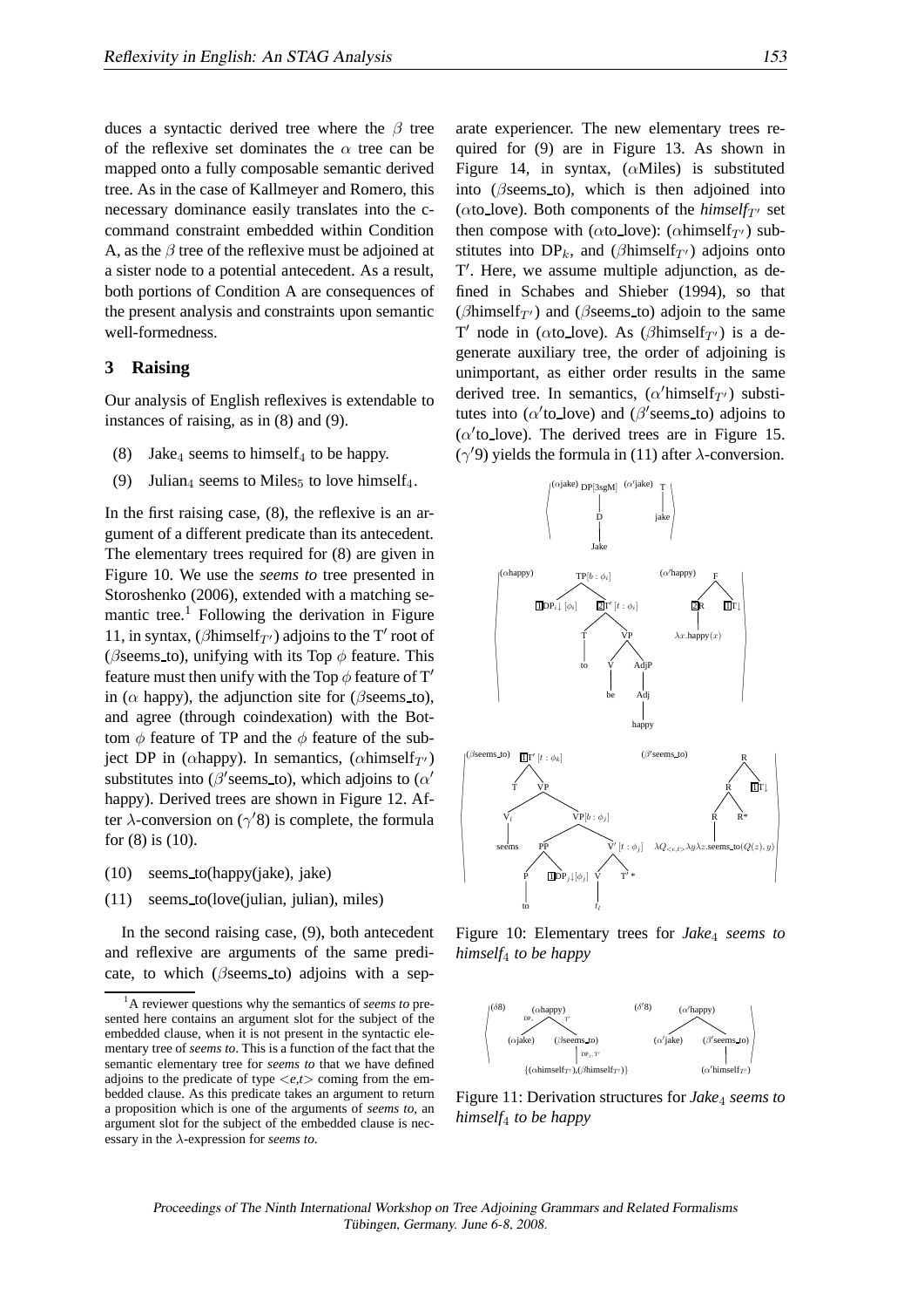duces a syntactic derived tree where the $\beta$ tree of the reflexive set dominates the $\alpha$ tree can be mapped onto a fully composable semantic derived tree. As in the case of Kallmeyer and Romero, this necessary dominance easily translates into the c-command constraint embedded within Condition A, as the $\beta$ tree of the reflexive must be adjoined at a sister node to a potential antecedent. As a result, both portions of Condition A are consequences of the present analysis and constraints upon semantic well-formedness.

## 3 Raising

Our analysis of English reflexives is extendable to instances of raising, as in (8) and (9).

(8) Jake$_4$ seems to himself$_4$ to be happy.

(9) Julian$_4$ seems to Miles$_5$ to love himself$_4$.

In the first raising case, (8), the reflexive is an argument of a different predicate than its antecedent. The elementary trees required for (8) are given in Figure 10. We use the *seems to* tree presented in Storoshenko (2006), extended with a matching semantic tree.[1] Following the derivation in Figure 11, in syntax, ($\beta$himself$_{T'}$) adjoins to the T′ root of ($\beta$seems_to), unifying with its Top $\phi$ feature. This feature must then unify with the Top $\phi$ feature of T′ in ($\alpha$ happy), the adjunction site for ($\beta$seems_to), and agree (through coindexation) with the Bottom $\phi$ feature of TP and the $\phi$ feature of the subject DP in ($\alpha$happy). In semantics, ($\alpha$himself$_{T'}$) substitutes into ($\beta'$seems_to), which adjoins to ($\alpha'$ happy). Derived trees are shown in Figure 12. After $\lambda$-conversion on ($\gamma'8$) is complete, the formula for (8) is (10).

(10) seems_to(happy(jake), jake)

(11) seems_to(love(julian, julian), miles)

In the second raising case, (9), both antecedent and reflexive are arguments of the same predicate, to which ($\beta$seems_to) adjoins with a separate experiencer. The new elementary trees required for (9) are in Figure 13. As shown in Figure 14, in syntax, ($\alpha$Miles) is substituted into ($\beta$seems_to), which is then adjoined into ($\alpha$to_love). Both components of the *himself$_{T'}$* set then compose with ($\alpha$to_love): ($\alpha$himself$_{T'}$) substitutes into DP$_k$, and ($\beta$himself$_{T'}$) adjoins onto T′. Here, we assume multiple adjunction, as defined in Schabes and Shieber (1994), so that ($\beta$himself$_{T'}$) and ($\beta$seems_to) adjoin to the same T′ node in ($\alpha$to_love). As ($\beta$himself$_{T'}$) is a degenerate auxiliary tree, the order of adjoining is unimportant, as either order results in the same derived tree. In semantics, ($\alpha'$himself$_{T'}$) substitutes into ($\alpha'$to_love) and ($\beta'$seems_to) adjoins to ($\alpha'$to_love). The derived trees are in Figure 15. ($\gamma'9$) yields the formula in (11) after $\lambda$-conversion.

Figure 10: Elementary trees for *Jake$_4$ seems to himself$_4$ to be happy*

Figure 11: Derivation structures for *Jake$_4$ seems to himself$_4$ to be happy*

[1] A reviewer questions why the semantics of *seems to* presented here contains an argument slot for the subject of the embedded clause, when it is not present in the syntactic elementary tree of *seems to*. This is a function of the fact that the semantic elementary tree for *seems to* that we have defined adjoins to the predicate of type <*e,t*> coming from the embedded clause. As this predicate takes an argument to return a proposition which is one of the arguments of *seems to*, an argument slot for the subject of the embedded clause is necessary in the $\lambda$-expression for *seems to*.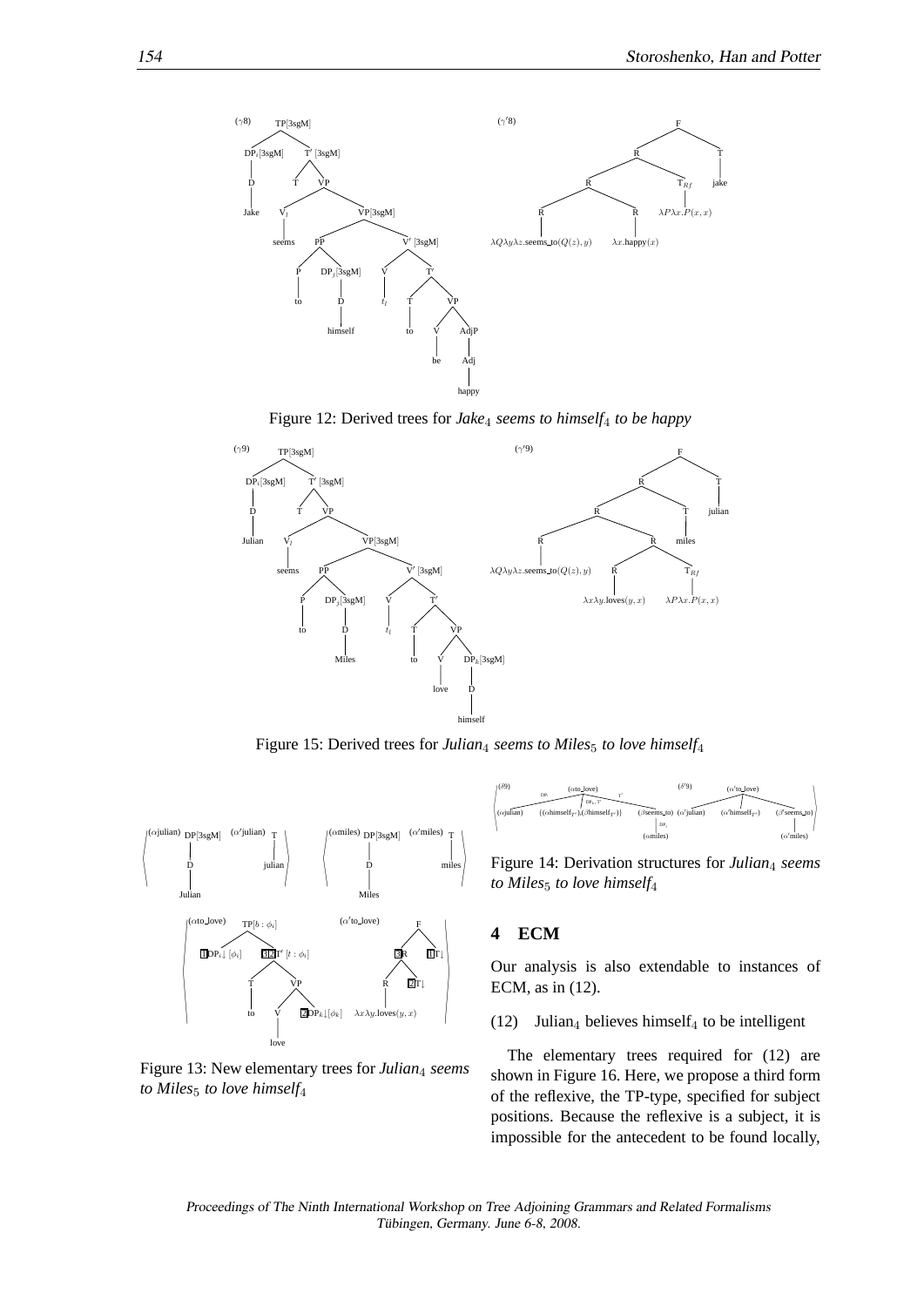Figure 12: Derived trees for *Jake*$_4$ *seems to himself*$_4$ *to be happy*

Figure 15: Derived trees for *Julian*$_4$ *seems to Miles*$_5$ *to love himself*$_4$

Figure 13: New elementary trees for *Julian*$_4$ *seems to Miles*$_5$ *to love himself*$_4$

Figure 14: Derivation structures for *Julian*$_4$ *seems to Miles*$_5$ *to love himself*$_4$

## 4 ECM

Our analysis is also extendable to instances of ECM, as in (12).

(12) Julian$_4$ believes himself$_4$ to be intelligent

The elementary trees required for (12) are shown in Figure 16. Here, we propose a third form of the reflexive, the TP-type, specified for subject positions. Because the reflexive is a subject, it is impossible for the antecedent to be found locally,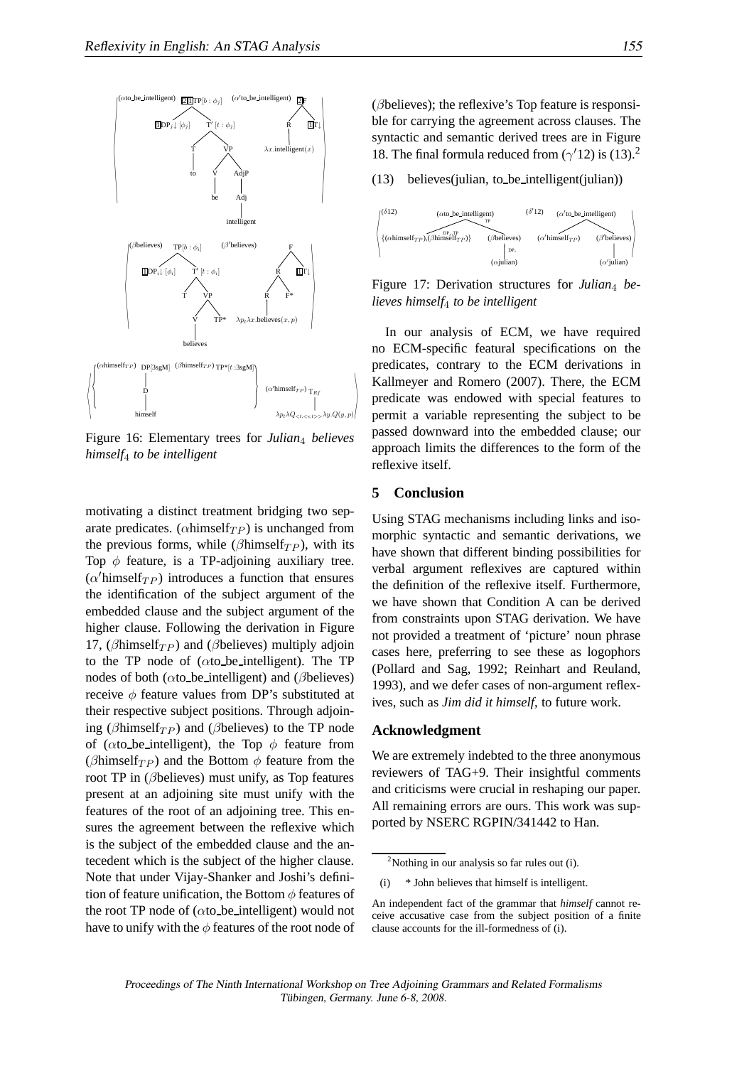Figure 16: Elementary trees for *Julian*$_4$ *believes himself*$_4$ *to be intelligent*

motivating a distinct treatment bridging two separate predicates. ($\alpha$himself$_{TP}$) is unchanged from the previous forms, while ($\beta$himself$_{TP}$), with its Top $\phi$ feature, is a TP-adjoining auxiliary tree. ($\alpha'$himself$_{TP}$) introduces a function that ensures the identification of the subject argument of the embedded clause and the subject argument of the higher clause. Following the derivation in Figure 17, ($\beta$himself$_{TP}$) and ($\beta$believes) multiply adjoin to the TP node of ($\alpha$to_be_intelligent). The TP nodes of both ($\alpha$to_be_intelligent) and ($\beta$believes) receive $\phi$ feature values from DP's substituted at their respective subject positions. Through adjoining ($\beta$himself$_{TP}$) and ($\beta$believes) to the TP node of ($\alpha$to_be_intelligent), the Top $\phi$ feature from ($\beta$himself$_{TP}$) and the Bottom $\phi$ feature from the root TP in ($\beta$believes) must unify, as Top features present at an adjoining site must unify with the features of the root of an adjoining tree. This ensures the agreement between the reflexive which is the subject of the embedded clause and the antecedent which is the subject of the higher clause. Note that under Vijay-Shanker and Joshi's definition of feature unification, the Bottom $\phi$ features of the root TP node of ($\alpha$to_be_intelligent) would not have to unify with the $\phi$ features of the root node of ($\beta$believes); the reflexive's Top feature is responsible for carrying the agreement across clauses. The syntactic and semantic derived trees are in Figure 18. The final formula reduced from ($\gamma'$12) is (13).[2]

(13) believes(julian, to_be_intelligent(julian))

Figure 17: Derivation structures for *Julian*$_4$ *believes himself*$_4$ *to be intelligent*

In our analysis of ECM, we have required no ECM-specific featural specifications on the predicates, contrary to the ECM derivations in Kallmeyer and Romero (2007). There, the ECM predicate was endowed with special features to permit a variable representing the subject to be passed downward into the embedded clause; our approach limits the differences to the form of the reflexive itself.

## 5 Conclusion

Using STAG mechanisms including links and isomorphic syntactic and semantic derivations, we have shown that different binding possibilities for verbal argument reflexives are captured within the definition of the reflexive itself. Furthermore, we have shown that Condition A can be derived from constraints upon STAG derivation. We have not provided a treatment of 'picture' noun phrase cases here, preferring to see these as logophors (Pollard and Sag, 1992; Reinhart and Reuland, 1993), and we defer cases of non-argument reflexives, such as *Jim did it himself*, to future work.

## Acknowledgment

We are extremely indebted to the three anonymous reviewers of TAG+9. Their insightful comments and criticisms were crucial in reshaping our paper. All remaining errors are ours. This work was supported by NSERC RGPIN/341442 to Han.

[2] Nothing in our analysis so far rules out (i).

(i) * John believes that himself is intelligent.

An independent fact of the grammar that *himself* cannot receive accusative case from the subject position of a finite clause accounts for the ill-formedness of (i).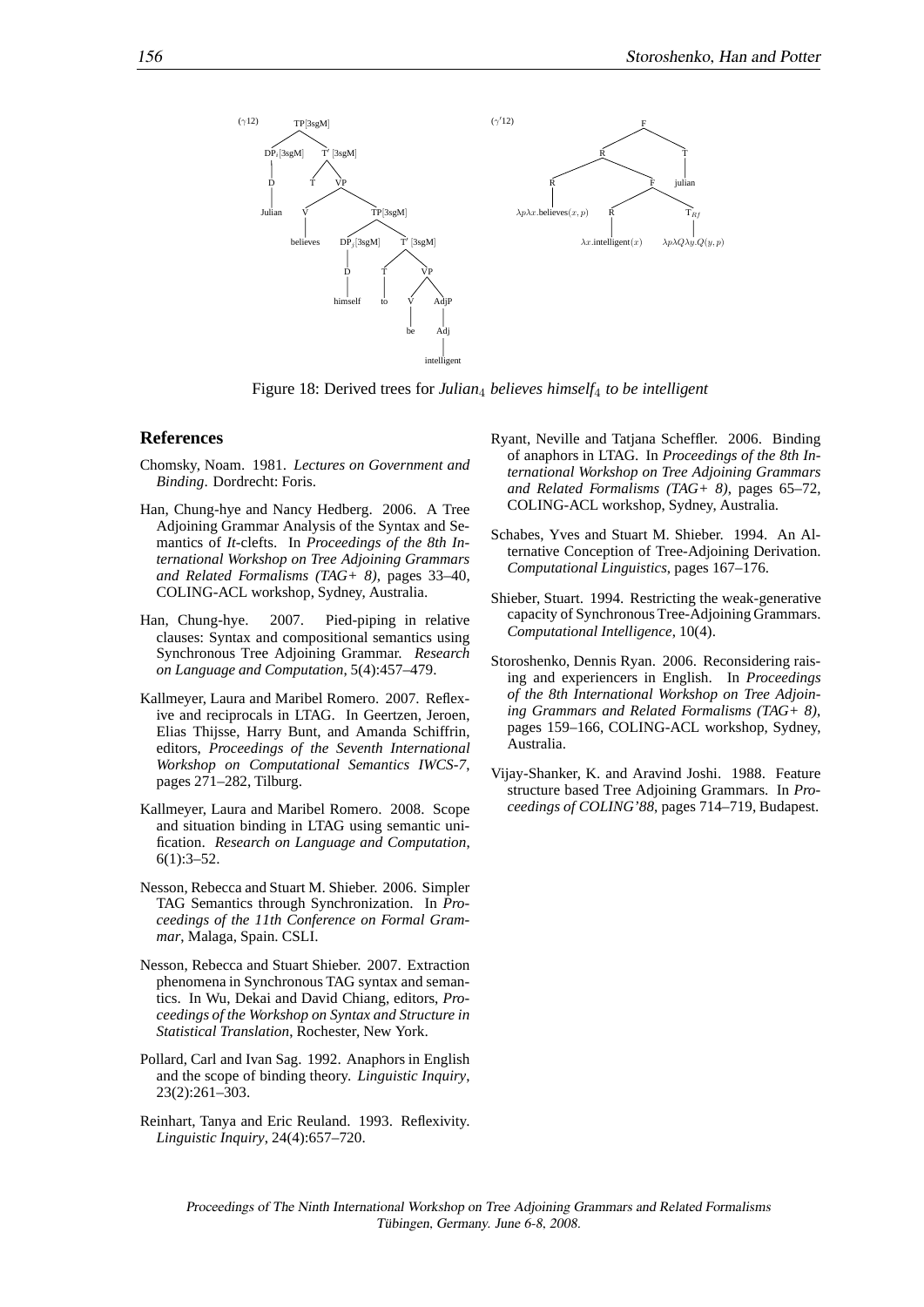Figure 18: Derived trees for *Julian*$_4$ *believes himself*$_4$ *to be intelligent*

## References

Chomsky, Noam. 1981. *Lectures on Government and Binding*. Dordrecht: Foris.

Han, Chung-hye and Nancy Hedberg. 2006. A Tree Adjoining Grammar Analysis of the Syntax and Semantics of *It*-clefts. In *Proceedings of the 8th International Workshop on Tree Adjoining Grammars and Related Formalisms (TAG+ 8)*, pages 33–40, COLING-ACL workshop, Sydney, Australia.

Han, Chung-hye. 2007. Pied-piping in relative clauses: Syntax and compositional semantics using Synchronous Tree Adjoining Grammar. *Research on Language and Computation*, 5(4):457–479.

Kallmeyer, Laura and Maribel Romero. 2007. Reflexive and reciprocals in LTAG. In Geertzen, Jeroen, Elias Thijsse, Harry Bunt, and Amanda Schiffrin, editors, *Proceedings of the Seventh International Workshop on Computational Semantics IWCS-7*, pages 271–282, Tilburg.

Kallmeyer, Laura and Maribel Romero. 2008. Scope and situation binding in LTAG using semantic unification. *Research on Language and Computation*, 6(1):3–52.

Nesson, Rebecca and Stuart M. Shieber. 2006. Simpler TAG Semantics through Synchronization. In *Proceedings of the 11th Conference on Formal Grammar*, Malaga, Spain. CSLI.

Nesson, Rebecca and Stuart Shieber. 2007. Extraction phenomena in Synchronous TAG syntax and semantics. In Wu, Dekai and David Chiang, editors, *Proceedings of the Workshop on Syntax and Structure in Statistical Translation*, Rochester, New York.

Pollard, Carl and Ivan Sag. 1992. Anaphors in English and the scope of binding theory. *Linguistic Inquiry*, 23(2):261–303.

Reinhart, Tanya and Eric Reuland. 1993. Reflexivity. *Linguistic Inquiry*, 24(4):657–720.

Ryant, Neville and Tatjana Scheffler. 2006. Binding of anaphors in LTAG. In *Proceedings of the 8th International Workshop on Tree Adjoining Grammars and Related Formalisms (TAG+ 8)*, pages 65–72, COLING-ACL workshop, Sydney, Australia.

Schabes, Yves and Stuart M. Shieber. 1994. An Alternative Conception of Tree-Adjoining Derivation. *Computational Linguistics*, pages 167–176.

Shieber, Stuart. 1994. Restricting the weak-generative capacity of Synchronous Tree-Adjoining Grammars. *Computational Intelligence*, 10(4).

Storoshenko, Dennis Ryan. 2006. Reconsidering raising and experiencers in English. In *Proceedings of the 8th International Workshop on Tree Adjoining Grammars and Related Formalisms (TAG+ 8)*, pages 159–166, COLING-ACL workshop, Sydney, Australia.

Vijay-Shanker, K. and Aravind Joshi. 1988. Feature structure based Tree Adjoining Grammars. In *Proceedings of COLING'88*, pages 714–719, Budapest.